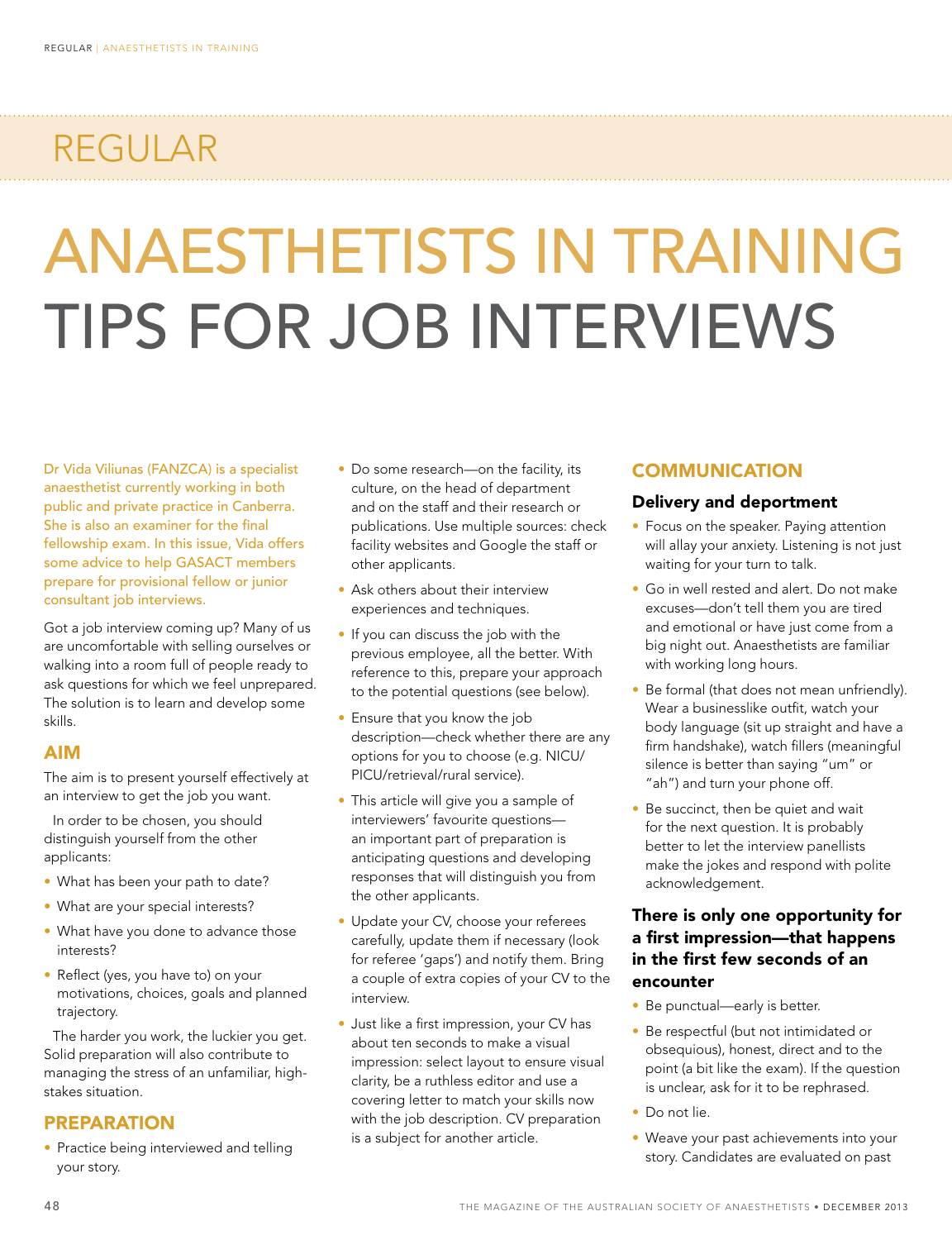# REGULAR

# ANAESTHETISTS IN TRAINING

# TIPS FOR JOB INTERVIEWS

Dr Vida Viliunas (FANZCA) is a specialist anaesthetist currently working in both public and private practice in Canberra. She is also an examiner for the final fellowship exam. In this issue, Vida offers some advice to help GASACT members prepare for provisional fellow or junior consultant job interviews.

Got a job interview coming up? Many of us are uncomfortable with selling ourselves or walking into a room full of people ready to ask questions for which we feel unprepared. The solution is to learn and develop some skills.

## AIM

The aim is to present yourself effectively at an interview to get the job you want.

In order to be chosen, you should distinguish yourself from the other applicants:

- What has been your path to date?
- What are your special interests?
- What have you done to advance those interests?
- Reflect (yes, you have to) on your motivations, choices, goals and planned trajectory.

The harder you work, the luckier you get. Solid preparation will also contribute to managing the stress of an unfamiliar, high-stakes situation.

## PREPARATION

- Practice being interviewed and telling your story.
- Do some research—on the facility, its culture, on the head of department and on the staff and their research or publications. Use multiple sources: check facility websites and Google the staff or other applicants.
- Ask others about their interview experiences and techniques.
- If you can discuss the job with the previous employee, all the better. With reference to this, prepare your approach to the potential questions (see below).
- Ensure that you know the job description—check whether there are any options for you to choose (e.g. NICU/PICU/retrieval/rural service).
- This article will give you a sample of interviewers' favourite questions—an important part of preparation is anticipating questions and developing responses that will distinguish you from the other applicants.
- Update your CV, choose your referees carefully, update them if necessary (look for referee 'gaps') and notify them. Bring a couple of extra copies of your CV to the interview.
- Just like a first impression, your CV has about ten seconds to make a visual impression: select layout to ensure visual clarity, be a ruthless editor and use a covering letter to match your skills now with the job description. CV preparation is a subject for another article.

## COMMUNICATION

### Delivery and deportment

- Focus on the speaker. Paying attention will allay your anxiety. Listening is not just waiting for your turn to talk.
- Go in well rested and alert. Do not make excuses—don't tell them you are tired and emotional or have just come from a big night out. Anaesthetists are familiar with working long hours.
- Be formal (that does not mean unfriendly). Wear a businesslike outfit, watch your body language (sit up straight and have a firm handshake), watch fillers (meaningful silence is better than saying "um" or "ah") and turn your phone off.
- Be succinct, then be quiet and wait for the next question. It is probably better to let the interview panellists make the jokes and respond with polite acknowledgement.

### There is only one opportunity for a first impression—that happens in the first few seconds of an encounter

- Be punctual—early is better.
- Be respectful (but not intimidated or obsequious), honest, direct and to the point (a bit like the exam). If the question is unclear, ask for it to be rephrased.
- Do not lie.
- Weave your past achievements into your story. Candidates are evaluated on past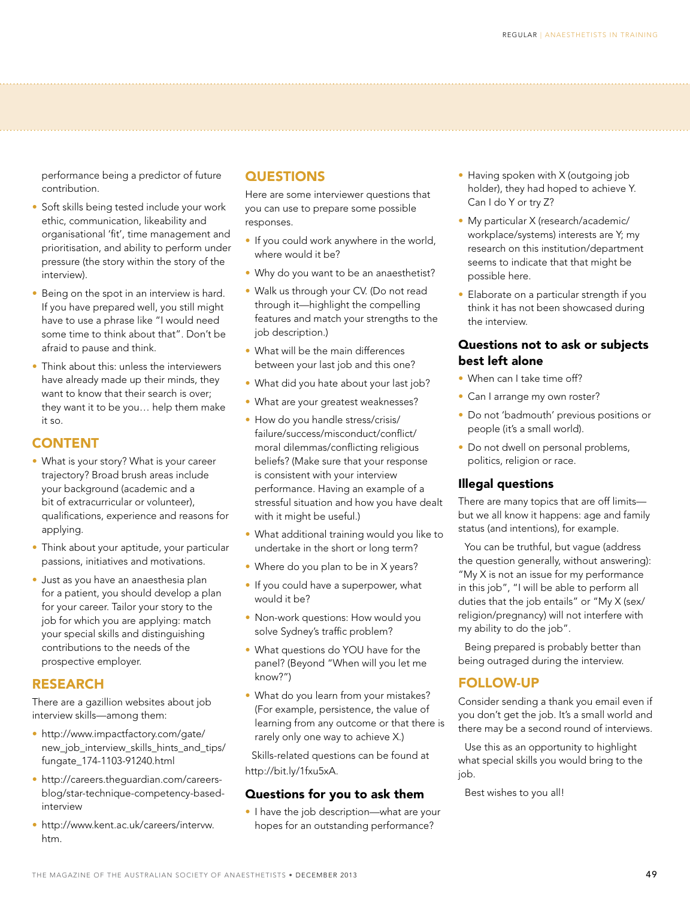performance being a predictor of future contribution.

- Soft skills being tested include your work ethic, communication, likeability and organisational 'fit', time management and prioritisation, and ability to perform under pressure (the story within the story of the interview).
- Being on the spot in an interview is hard. If you have prepared well, you still might have to use a phrase like "I would need some time to think about that". Don't be afraid to pause and think.
- Think about this: unless the interviewers have already made up their minds, they want to know that their search is over; they want it to be you… help them make it so.

## CONTENT

- What is your story? What is your career trajectory? Broad brush areas include your background (academic and a bit of extracurricular or volunteer), qualifications, experience and reasons for applying.
- Think about your aptitude, your particular passions, initiatives and motivations.
- Just as you have an anaesthesia plan for a patient, you should develop a plan for your career. Tailor your story to the job for which you are applying: match your special skills and distinguishing contributions to the needs of the prospective employer.

## RESEARCH

There are a gazillion websites about job interview skills—among them:

- http://www.impactfactory.com/gate/new_job_interview_skills_hints_and_tips/fungate_174-1103-91240.html
- http://careers.theguardian.com/careers-blog/star-technique-competency-based-interview
- http://www.kent.ac.uk/careers/intervw.htm.

## QUESTIONS

Here are some interviewer questions that you can use to prepare some possible responses.

- If you could work anywhere in the world, where would it be?
- Why do you want to be an anaesthetist?
- Walk us through your CV. (Do not read through it—highlight the compelling features and match your strengths to the job description.)
- What will be the main differences between your last job and this one?
- What did you hate about your last job?
- What are your greatest weaknesses?
- How do you handle stress/crisis/failure/success/misconduct/conflict/moral dilemmas/conflicting religious beliefs? (Make sure that your response is consistent with your interview performance. Having an example of a stressful situation and how you have dealt with it might be useful.)
- What additional training would you like to undertake in the short or long term?
- Where do you plan to be in X years?
- If you could have a superpower, what would it be?
- Non-work questions: How would you solve Sydney's traffic problem?
- What questions do YOU have for the panel? (Beyond "When will you let me know?")
- What do you learn from your mistakes? (For example, persistence, the value of learning from any outcome or that there is rarely only one way to achieve X.)

Skills-related questions can be found at http://bit.ly/1fxu5xA.

### Questions for you to ask them

- I have the job description—what are your hopes for an outstanding performance?
- Having spoken with X (outgoing job holder), they had hoped to achieve Y. Can I do Y or try Z?
- My particular X (research/academic/workplace/systems) interests are Y; my research on this institution/department seems to indicate that that might be possible here.
- Elaborate on a particular strength if you think it has not been showcased during the interview.

### Questions not to ask or subjects best left alone

- When can I take time off?
- Can I arrange my own roster?
- Do not 'badmouth' previous positions or people (it's a small world).
- Do not dwell on personal problems, politics, religion or race.

### Illegal questions

There are many topics that are off limits—but we all know it happens: age and family status (and intentions), for example.

You can be truthful, but vague (address the question generally, without answering): "My X is not an issue for my performance in this job", "I will be able to perform all duties that the job entails" or "My X (sex/religion/pregnancy) will not interfere with my ability to do the job".

Being prepared is probably better than being outraged during the interview.

## FOLLOW-UP

Consider sending a thank you email even if you don't get the job. It's a small world and there may be a second round of interviews.

Use this as an opportunity to highlight what special skills you would bring to the job.

Best wishes to you all!